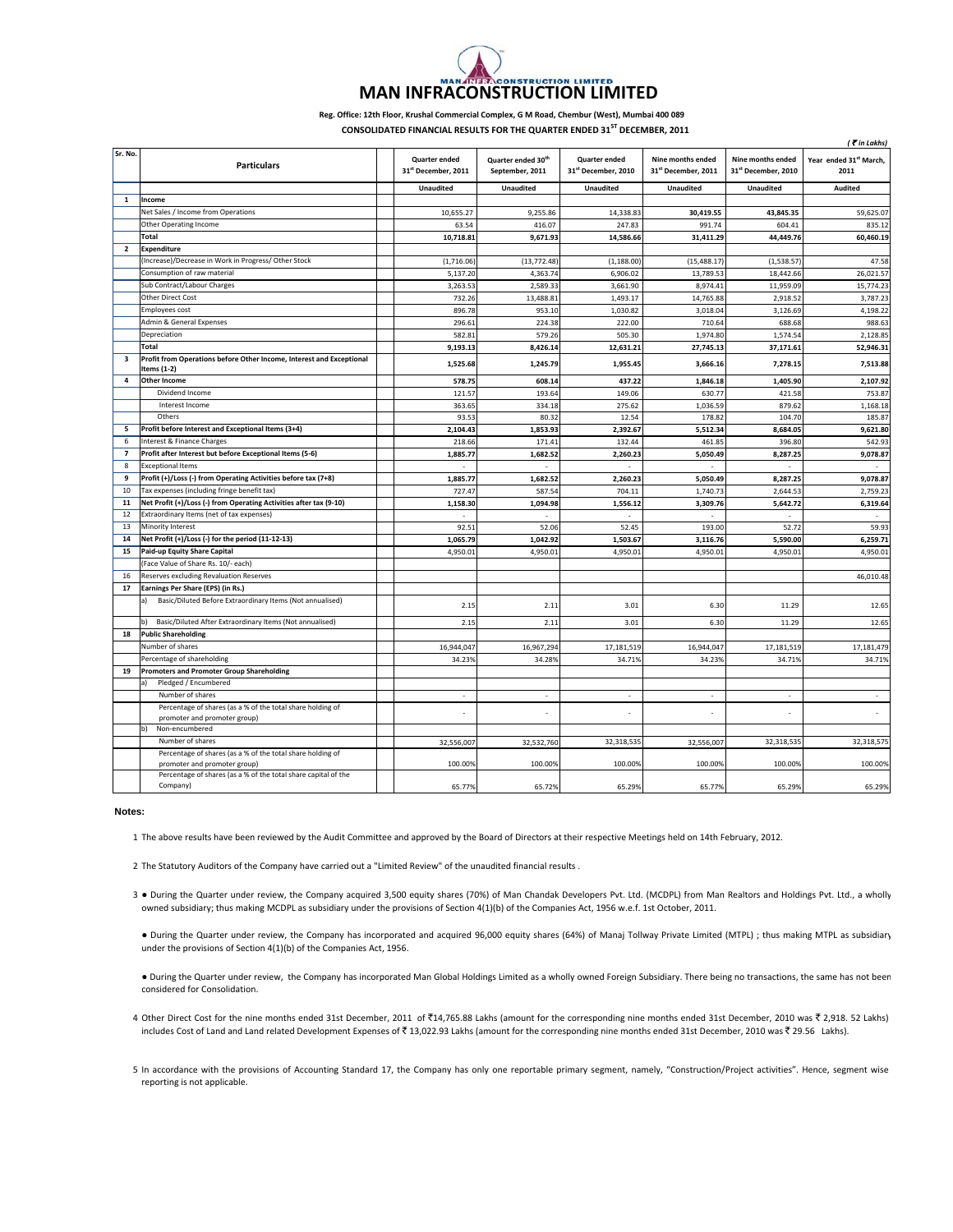# MAN INFRACONSTRUCTION LIMITED

**Reg. Office: 12th Floor, Krushal Commercial Complex, G M Road, Chembur (West), Mumbai 400 089**

**CONSOLIDATED FINANCIAL RESULTS FOR THE QUARTER ENDED 31[ST] DECEMBER, 2011**

*( ₹ in Lakhs)*

| Sr. No. | Particulars | Quarter ended 31[st] December, 2011 | Quarter ended 30[th] September, 2011 | Quarter ended 31[st] December, 2010 | Nine months ended 31[st] December, 2011 | Nine months ended 31[st] December, 2010 | Year ended 31[st] March, 2011 |
|---|---|---|---|---|---|---|---|
| | | Unaudited | Unaudited | Unaudited | Unaudited | Unaudited | Audited |
| **1** | **Income** | | | | | | |
| | Net Sales / Income from Operations | 10,655.27 | 9,255.86 | 14,338.83 | **30,419.55** | **43,845.35** | 59,625.07 |
| | Other Operating Income | 63.54 | 416.07 | 247.83 | 991.74 | 604.41 | 835.12 |
| | **Total** | **10,718.81** | **9,671.93** | **14,586.66** | **31,411.29** | **44,449.76** | **60,460.19** |
| **2** | **Expenditure** | | | | | | |
| | (Increase)/Decrease in Work in Progress/ Other Stock | (1,716.06) | (13,772.48) | (1,188.00) | (15,488.17) | (1,538.57) | 47.58 |
| | Consumption of raw material | 5,137.20 | 4,363.74 | 6,906.02 | 13,789.53 | 18,442.66 | 26,021.57 |
| | Sub Contract/Labour Charges | 3,263.53 | 2,589.33 | 3,661.90 | 8,974.41 | 11,959.09 | 15,774.23 |
| | Other Direct Cost | 732.26 | 13,488.81 | 1,493.17 | 14,765.88 | 2,918.52 | 3,787.23 |
| | Employees cost | 896.78 | 953.10 | 1,030.82 | 3,018.04 | 3,126.69 | 4,198.22 |
| | Admin & General Expenses | 296.61 | 224.38 | 222.00 | 710.64 | 688.68 | 988.63 |
| | Depreciation | 582.81 | 579.26 | 505.30 | 1,974.80 | 1,574.54 | 2,128.85 |
| | **Total** | **9,193.13** | **8,426.14** | **12,631.21** | **27,745.13** | **37,171.61** | **52,946.31** |
| **3** | **Profit from Operations before Other Income, Interest and Exceptional Items (1-2)** | **1,525.68** | **1,245.79** | **1,955.45** | **3,666.16** | **7,278.15** | **7,513.88** |
| **4** | **Other Income** | **578.75** | **608.14** | **437.22** | **1,846.18** | **1,405.90** | **2,107.92** |
| | Dividend Income | 121.57 | 193.64 | 149.06 | 630.77 | 421.58 | 753.87 |
| | Interest Income | 363.65 | 334.18 | 275.62 | 1,036.59 | 879.62 | 1,168.18 |
| | Others | 93.53 | 80.32 | 12.54 | 178.82 | 104.70 | 185.87 |
| **5** | **Profit before Interest and Exceptional Items (3+4)** | **2,104.43** | **1,853.93** | **2,392.67** | **5,512.34** | **8,684.05** | **9,621.80** |
| 6 | Interest & Finance Charges | 218.66 | 171.41 | 132.44 | 461.85 | 396.80 | 542.93 |
| **7** | **Profit after Interest but before Exceptional Items (5-6)** | **1,885.77** | **1,682.52** | **2,260.23** | **5,050.49** | **8,287.25** | **9,078.87** |
| 8 | Exceptional Items | - | - | - | - | - | - |
| **9** | **Profit (+)/Loss (-) from Operating Activities before tax (7+8)** | **1,885.77** | **1,682.52** | **2,260.23** | **5,050.49** | **8,287.25** | **9,078.87** |
| 10 | Tax expenses (including fringe benefit tax) | 727.47 | 587.54 | 704.11 | 1,740.73 | 2,644.53 | 2,759.23 |
| **11** | **Net Profit (+)/Loss (-) from Operating Activities after tax (9-10)** | **1,158.30** | **1,094.98** | **1,556.12** | **3,309.76** | **5,642.72** | **6,319.64** |
| 12 | Extraordinary Items (net of tax expenses) | - | - | - | - | - | - |
| 13 | Minority Interest | 92.51 | 52.06 | 52.45 | 193.00 | 52.72 | 59.93 |
| **14** | **Net Profit (+)/Loss (-) for the period (11-12-13)** | **1,065.79** | **1,042.92** | **1,503.67** | **3,116.76** | **5,590.00** | **6,259.71** |
| **15** | **Paid-up Equity Share Capital** | 4,950.01 | 4,950.01 | 4,950.01 | 4,950.01 | 4,950.01 | 4,950.01 |
| | (Face Value of Share Rs. 10/- each) | | | | | | |
| 16 | Reserves excluding Revaluation Reserves | | | | | | 46,010.48 |
| **17** | **Earnings Per Share (EPS) (in Rs.)** | | | | | | |
| | a) Basic/Diluted Before Extraordinary Items (Not annualised) | 2.15 | 2.11 | 3.01 | 6.30 | 11.29 | 12.65 |
| | b) Basic/Diluted After Extraordinary Items (Not annualised) | 2.15 | 2.11 | 3.01 | 6.30 | 11.29 | 12.65 |
| **18** | **Public Shareholding** | | | | | | |
| | Number of shares | 16,944,047 | 16,967,294 | 17,181,519 | 16,944,047 | 17,181,519 | 17,181,479 |
| | Percentage of shareholding | 34.23% | 34.28% | 34.71% | 34.23% | 34.71% | 34.71% |
| **19** | **Promoters and Promoter Group Shareholding** | | | | | | |
| | a) Pledged / Encumbered | | | | | | |
| | Number of shares | - | - | - | - | - | - |
| | Percentage of shares (as a % of the total share holding of promoter and promoter group) | - | - | - | - | - | - |
| | b) Non-encumbered | | | | | | |
| | Number of shares | 32,556,007 | 32,532,760 | 32,318,535 | 32,556,007 | 32,318,535 | 32,318,575 |
| | Percentage of shares (as a % of the total share holding of promoter and promoter group) | 100.00% | 100.00% | 100.00% | 100.00% | 100.00% | 100.00% |
| | Percentage of shares (as a % of the total share capital of the Company) | 65.77% | 65.72% | 65.29% | 65.77% | 65.29% | 65.29% |

**Notes:**

1 The above results have been reviewed by the Audit Committee and approved by the Board of Directors at their respective Meetings held on 14th February, 2012.

2 The Statutory Auditors of the Company have carried out a "Limited Review" of the unaudited financial results .

3 ● During the Quarter under review, the Company acquired 3,500 equity shares (70%) of Man Chandak Developers Pvt. Ltd. (MCDPL) from Man Realtors and Holdings Pvt. Ltd., a wholly owned subsidiary; thus making MCDPL as subsidiary under the provisions of Section 4(1)(b) of the Companies Act, 1956 w.e.f. 1st October, 2011.

● During the Quarter under review, the Company has incorporated and acquired 96,000 equity shares (64%) of Manaj Tollway Private Limited (MTPL) ; thus making MTPL as subsidiary under the provisions of Section 4(1)(b) of the Companies Act, 1956.

● During the Quarter under review, the Company has incorporated Man Global Holdings Limited as a wholly owned Foreign Subsidiary. There being no transactions, the same has not been considered for Consolidation.

4 Other Direct Cost for the nine months ended 31st December, 2011 of ₹14,765.88 Lakhs (amount for the corresponding nine months ended 31st December, 2010 was ₹ 2,918. 52 Lakhs) includes Cost of Land and Land related Development Expenses of ₹ 13,022.93 Lakhs (amount for the corresponding nine months ended 31st December, 2010 was ₹ 29.56 Lakhs).

5 In accordance with the provisions of Accounting Standard 17, the Company has only one reportable primary segment, namely, "Construction/Project activities". Hence, segment wise reporting is not applicable.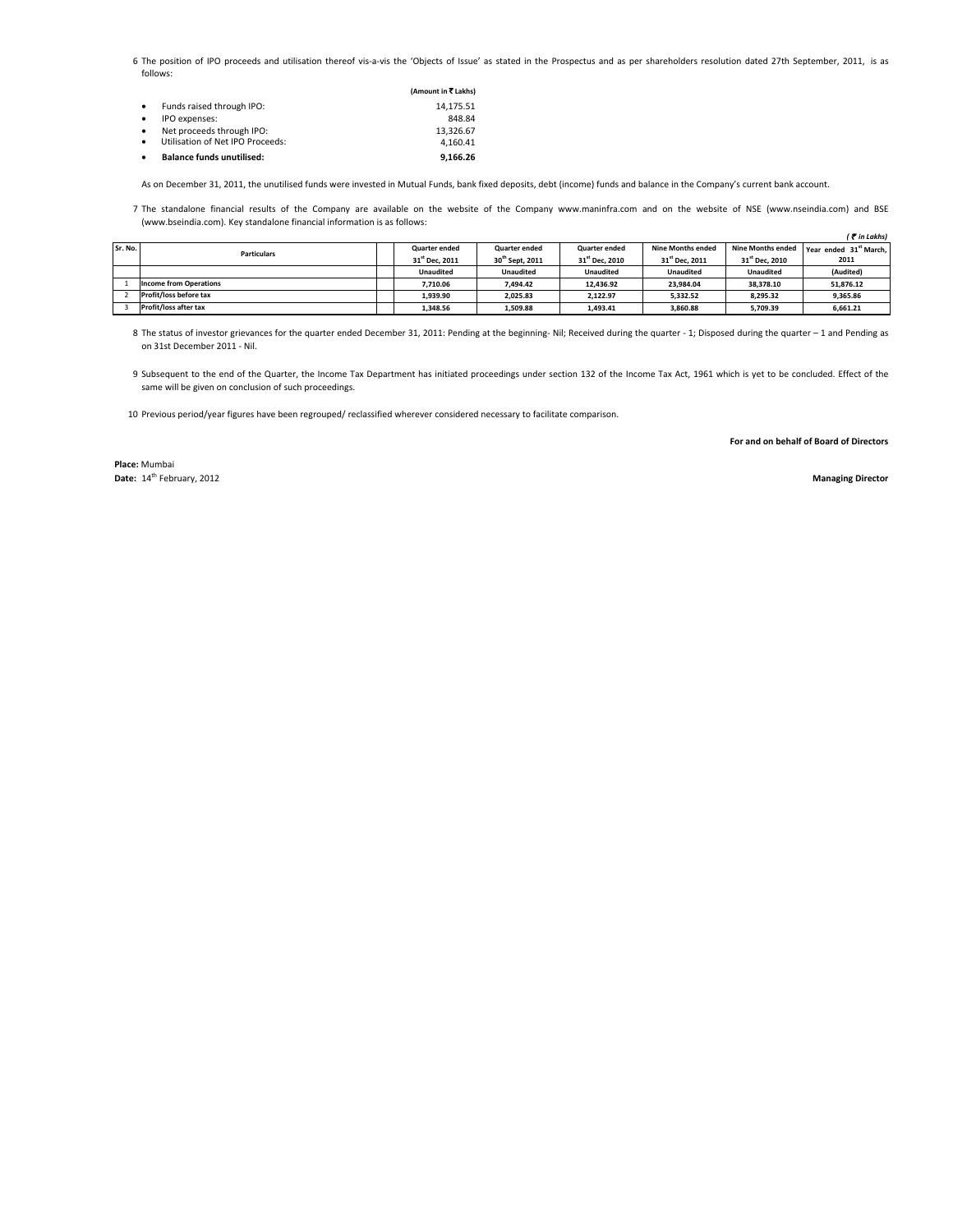6 The position of IPO proceeds and utilisation thereof vis-a-vis the 'Objects of Issue' as stated in the Prospectus and as per shareholders resolution dated 27th September, 2011, is as follows:

| | (Amount in ₹ Lakhs) |
|---|---|
| • Funds raised through IPO: | 14,175.51 |
| • IPO expenses: | 848.84 |
| • Net proceeds through IPO: | 13,326.67 |
| • Utilisation of Net IPO Proceeds: | 4,160.41 |
| • **Balance funds unutilised:** | **9,166.26** |

As on December 31, 2011, the unutilised funds were invested in Mutual Funds, bank fixed deposits, debt (income) funds and balance in the Company's current bank account.

7 The standalone financial results of the Company are available on the website of the Company www.maninfra.com and on the website of NSE (www.nseindia.com) and BSE (www.bseindia.com). Key standalone financial information is as follows:

*( ₹ in Lakhs)*

| Sr. No. | Particulars | Quarter ended 31st Dec, 2011 | Quarter ended 30th Sept, 2011 | Quarter ended 31st Dec, 2010 | Nine Months ended 31st Dec, 2011 | Nine Months ended 31st Dec, 2010 | Year ended 31st March, 2011 |
|---|---|---|---|---|---|---|---|
| | | Unaudited | Unaudited | Unaudited | Unaudited | Unaudited | (Audited) |
| 1 | Income from Operations | 7,710.06 | 7,494.42 | 12,436.92 | 23,984.04 | 38,378.10 | 51,876.12 |
| 2 | Profit/loss before tax | 1,939.90 | 2,025.83 | 2,122.97 | 5,332.52 | 8,295.32 | 9,365.86 |
| 3 | Profit/loss after tax | 1,348.56 | 1,509.88 | 1,493.41 | 3,860.88 | 5,709.39 | 6,661.21 |

8 The status of investor grievances for the quarter ended December 31, 2011: Pending at the beginning- Nil; Received during the quarter - 1; Disposed during the quarter – 1 and Pending as on 31st December 2011 - Nil.

9 Subsequent to the end of the Quarter, the Income Tax Department has initiated proceedings under section 132 of the Income Tax Act, 1961 which is yet to be concluded. Effect of the same will be given on conclusion of such proceedings.

10 Previous period/year figures have been regrouped/ reclassified wherever considered necessary to facilitate comparison.

**For and on behalf of Board of Directors**

**Place:** Mumbai

**Date:** 14th February, 2012

**Managing Director**